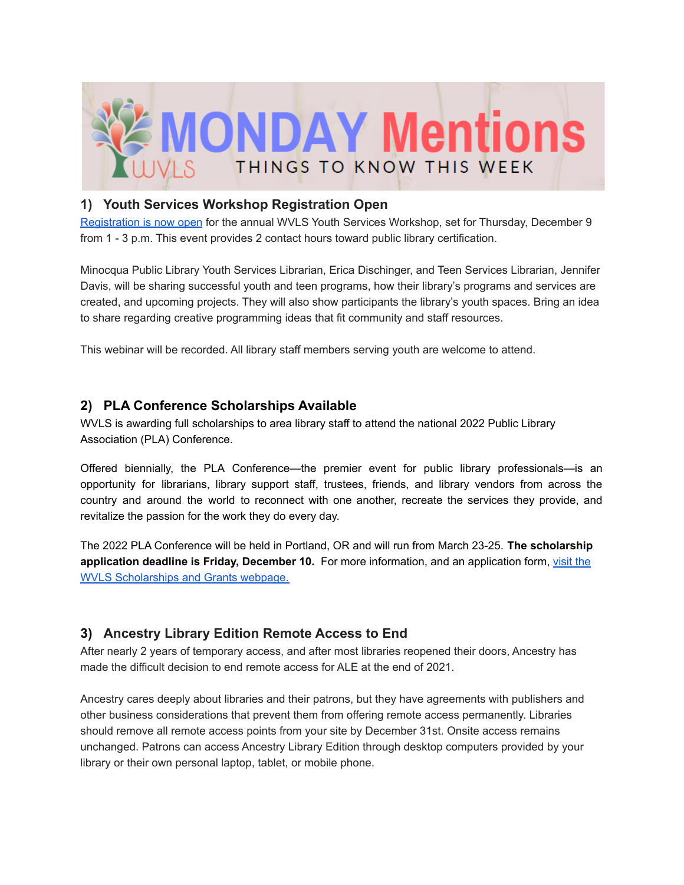# MONDAY Mentions

THINGS TO KNOW THIS WEEK

## 1) Youth Services Workshop Registration Open

[Registration is now open](#) for the annual WVLS Youth Services Workshop, set for Thursday, December 9 from 1 - 3 p.m. This event provides 2 contact hours toward public library certification.

Minocqua Public Library Youth Services Librarian, Erica Dischinger, and Teen Services Librarian, Jennifer Davis, will be sharing successful youth and teen programs, how their library's programs and services are created, and upcoming projects. They will also show participants the library's youth spaces. Bring an idea to share regarding creative programming ideas that fit community and staff resources.

This webinar will be recorded. All library staff members serving youth are welcome to attend.

## 2) PLA Conference Scholarships Available

WVLS is awarding full scholarships to area library staff to attend the national 2022 Public Library Association (PLA) Conference.

Offered biennially, the PLA Conference—the premier event for public library professionals—is an opportunity for librarians, library support staff, trustees, friends, and library vendors from across the country and around the world to reconnect with one another, recreate the services they provide, and revitalize the passion for the work they do every day.

The 2022 PLA Conference will be held in Portland, OR and will run from March 23-25. **The scholarship application deadline is Friday, December 10.** For more information, and an application form, [visit the WVLS Scholarships and Grants webpage.](#)

## 3) Ancestry Library Edition Remote Access to End

After nearly 2 years of temporary access, and after most libraries reopened their doors, Ancestry has made the difficult decision to end remote access for ALE at the end of 2021.

Ancestry cares deeply about libraries and their patrons, but they have agreements with publishers and other business considerations that prevent them from offering remote access permanently. Libraries should remove all remote access points from your site by December 31st. Onsite access remains unchanged. Patrons can access Ancestry Library Edition through desktop computers provided by your library or their own personal laptop, tablet, or mobile phone.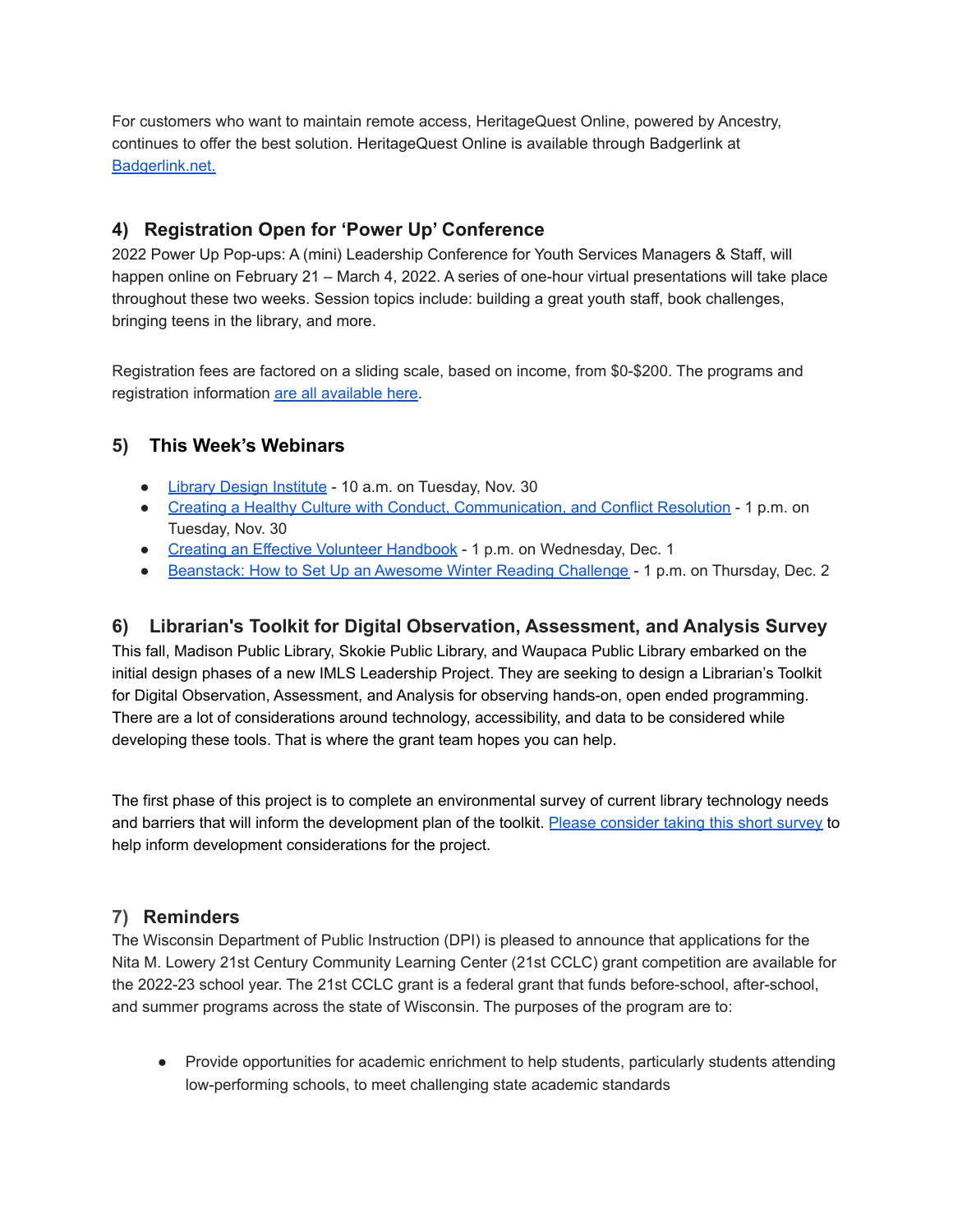For customers who want to maintain remote access, HeritageQuest Online, powered by Ancestry, continues to offer the best solution. HeritageQuest Online is available through Badgerlink at Badgerlink.net.

## 4) Registration Open for 'Power Up' Conference

2022 Power Up Pop-ups: A (mini) Leadership Conference for Youth Services Managers & Staff, will happen online on February 21 – March 4, 2022. A series of one-hour virtual presentations will take place throughout these two weeks. Session topics include: building a great youth staff, book challenges, bringing teens in the library, and more.

Registration fees are factored on a sliding scale, based on income, from $0-$200. The programs and registration information are all available here.

## 5) This Week's Webinars

- Library Design Institute - 10 a.m. on Tuesday, Nov. 30
- Creating a Healthy Culture with Conduct, Communication, and Conflict Resolution - 1 p.m. on Tuesday, Nov. 30
- Creating an Effective Volunteer Handbook - 1 p.m. on Wednesday, Dec. 1
- Beanstack: How to Set Up an Awesome Winter Reading Challenge - 1 p.m. on Thursday, Dec. 2

## 6) Librarian's Toolkit for Digital Observation, Assessment, and Analysis Survey

This fall, Madison Public Library, Skokie Public Library, and Waupaca Public Library embarked on the initial design phases of a new IMLS Leadership Project. They are seeking to design a Librarian's Toolkit for Digital Observation, Assessment, and Analysis for observing hands-on, open ended programming. There are a lot of considerations around technology, accessibility, and data to be considered while developing these tools. That is where the grant team hopes you can help.

The first phase of this project is to complete an environmental survey of current library technology needs and barriers that will inform the development plan of the toolkit. Please consider taking this short survey to help inform development considerations for the project.

## 7) Reminders

The Wisconsin Department of Public Instruction (DPI) is pleased to announce that applications for the Nita M. Lowery 21st Century Community Learning Center (21st CCLC) grant competition are available for the 2022-23 school year. The 21st CCLC grant is a federal grant that funds before-school, after-school, and summer programs across the state of Wisconsin. The purposes of the program are to:

- Provide opportunities for academic enrichment to help students, particularly students attending low-performing schools, to meet challenging state academic standards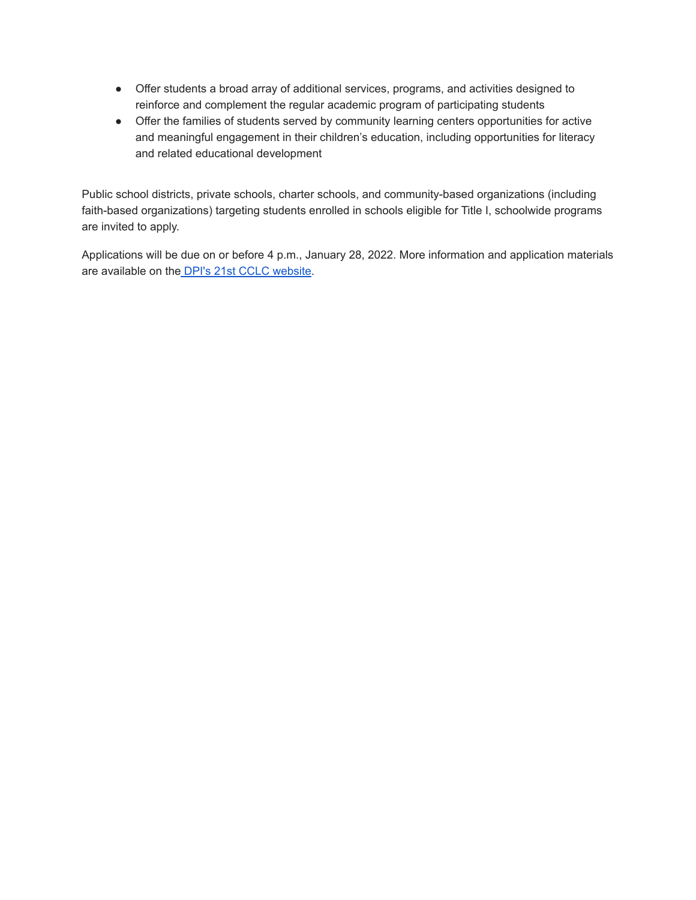- Offer students a broad array of additional services, programs, and activities designed to reinforce and complement the regular academic program of participating students
- Offer the families of students served by community learning centers opportunities for active and meaningful engagement in their children's education, including opportunities for literacy and related educational development

Public school districts, private schools, charter schools, and community-based organizations (including faith-based organizations) targeting students enrolled in schools eligible for Title I, schoolwide programs are invited to apply.

Applications will be due on or before 4 p.m., January 28, 2022. More information and application materials are available on the DPI's 21st CCLC website.